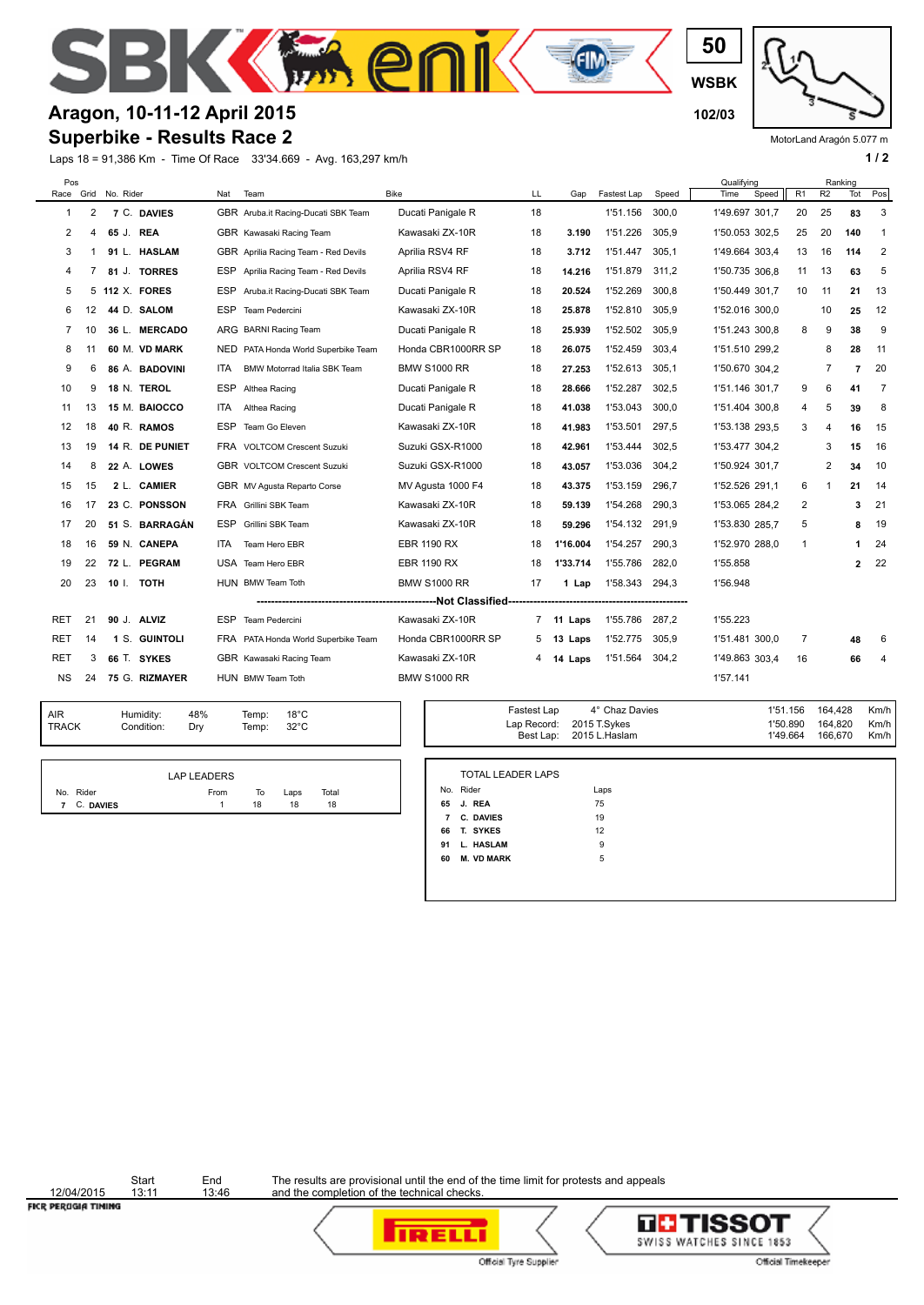# Aragon, 10-11-12 April 2015

## Superbike - Results Race 2

50 WSBK 102/03

MotorLand Aragón 5.077 m

Laps 18 = 91,386 Km - Time Of Race 33'34.669 - Avg. 163,297 km/h

| Pos Race | Grid | No. | Rider | Nat | Team | Bike | LL | Gap | Fastest Lap | Speed | Qualifying Time | Qualifying Speed | R1 | R2 | Ranking Tot | Ranking Pos |
|---|---|---|---|---|---|---|---|---|---|---|---|---|---|---|---|---|
| 1 | 2 | 7 | C. DAVIES | GBR | Aruba.it Racing-Ducati SBK Team | Ducati Panigale R | 18 | | 1'51.156 | 300,0 | 1'49.697 | 301,7 | 20 | 25 | 83 | 3 |
| 2 | 4 | 65 | J. REA | GBR | Kawasaki Racing Team | Kawasaki ZX-10R | 18 | 3.190 | 1'51.226 | 305,9 | 1'50.053 | 302,5 | 25 | 20 | 140 | 1 |
| 3 | 1 | 91 | L. HASLAM | GBR | Aprilia Racing Team - Red Devils | Aprilia RSV4 RF | 18 | 3.712 | 1'51.447 | 305,1 | 1'49.664 | 303,4 | 13 | 16 | 114 | 2 |
| 4 | 7 | 81 | J. TORRES | ESP | Aprilia Racing Team - Red Devils | Aprilia RSV4 RF | 18 | 14.216 | 1'51.879 | 311,2 | 1'50.735 | 306,8 | 11 | 13 | 63 | 5 |
| 5 | 5 | 112 | X. FORES | ESP | Aruba.it Racing-Ducati SBK Team | Ducati Panigale R | 18 | 20.524 | 1'52.269 | 300,8 | 1'50.449 | 301,7 | 10 | 11 | 21 | 13 |
| 6 | 12 | 44 | D. SALOM | ESP | Team Pedercini | Kawasaki ZX-10R | 18 | 25.878 | 1'52.810 | 305,9 | 1'52.016 | 300,0 | | 10 | 25 | 12 |
| 7 | 10 | 36 | L. MERCADO | ARG | BARNI Racing Team | Ducati Panigale R | 18 | 25.939 | 1'52.502 | 305,9 | 1'51.243 | 300,8 | 8 | 9 | 38 | 9 |
| 8 | 11 | 60 | M. VD MARK | NED | PATA Honda World Superbike Team | Honda CBR1000RR SP | 18 | 26.075 | 1'52.459 | 303,4 | 1'51.510 | 299,2 | | 8 | 28 | 11 |
| 9 | 6 | 86 | A. BADOVINI | ITA | BMW Motorrad Italia SBK Team | BMW S1000 RR | 18 | 27.253 | 1'52.613 | 305,1 | 1'50.670 | 304,2 | | 7 | 7 | 20 |
| 10 | 9 | 18 | N. TEROL | ESP | Althea Racing | Ducati Panigale R | 18 | 28.666 | 1'52.287 | 302,5 | 1'51.146 | 301,7 | 9 | 6 | 41 | 7 |
| 11 | 13 | 15 | M. BAIOCCO | ITA | Althea Racing | Ducati Panigale R | 18 | 41.038 | 1'53.043 | 300,0 | 1'51.404 | 300,8 | 4 | 5 | 39 | 8 |
| 12 | 18 | 40 | R. RAMOS | ESP | Team Go Eleven | Kawasaki ZX-10R | 18 | 41.983 | 1'53.501 | 297,5 | 1'53.138 | 293,5 | 3 | 4 | 16 | 15 |
| 13 | 19 | 14 | R. DE PUNIET | FRA | VOLTCOM Crescent Suzuki | Suzuki GSX-R1000 | 18 | 42.961 | 1'53.444 | 302,5 | 1'53.477 | 304,2 | | 3 | 15 | 16 |
| 14 | 8 | 22 | A. LOWES | GBR | VOLTCOM Crescent Suzuki | Suzuki GSX-R1000 | 18 | 43.057 | 1'53.036 | 304,2 | 1'50.924 | 301,7 | | 2 | 34 | 10 |
| 15 | 15 | 2 | L. CAMIER | GBR | MV Agusta Reparto Corse | MV Agusta 1000 F4 | 18 | 43.375 | 1'53.159 | 296,7 | 1'52.526 | 291,1 | 6 | 1 | 21 | 14 |
| 16 | 17 | 23 | C. PONSSON | FRA | Grillini SBK Team | Kawasaki ZX-10R | 18 | 59.139 | 1'54.268 | 290,3 | 1'53.065 | 284,2 | 2 | | 3 | 21 |
| 17 | 20 | 51 | S. BARRAGÁN | ESP | Grillini SBK Team | Kawasaki ZX-10R | 18 | 59.296 | 1'54.132 | 291,9 | 1'53.830 | 285,7 | 5 | | 8 | 19 |
| 18 | 16 | 59 | N. CANEPA | ITA | Team Hero EBR | EBR 1190 RX | 18 | 1'16.004 | 1'54.257 | 290,3 | 1'52.970 | 288,0 | 1 | | 1 | 24 |
| 19 | 22 | 72 | L. PEGRAM | USA | Team Hero EBR | EBR 1190 RX | 18 | 1'33.714 | 1'55.786 | 282,0 | 1'55.858 | | | | 2 | 22 |
| 20 | 23 | 10 | I. TOTH | HUN | BMW Team Toth | BMW S1000 RR | 17 | 1 Lap | 1'58.343 | 294,3 | 1'56.948 | | | | | |
| | | | | | **Not Classified** | | | | | | | | | | | |
| RET | 21 | 90 | J. ALVIZ | ESP | Team Pedercini | Kawasaki ZX-10R | 7 | 11 Laps | 1'55.786 | 287,2 | 1'55.223 | | | | | |
| RET | 14 | 1 | S. GUINTOLI | FRA | PATA Honda World Superbike Team | Honda CBR1000RR SP | 5 | 13 Laps | 1'52.775 | 305,9 | 1'51.481 | 300,0 | 7 | | 48 | 6 |
| RET | 3 | 66 | T. SYKES | GBR | Kawasaki Racing Team | Kawasaki ZX-10R | 4 | 14 Laps | 1'51.564 | 304,2 | 1'49.863 | 303,4 | 16 | | 66 | 4 |
| NS | 24 | 75 | G. RIZMAYER | HUN | BMW Team Toth | BMW S1000 RR | | | | | 1'57.141 | | | | | |

| | Humidity: | 48% | Temp: | 18°C |
|---|---|---|---|---|
| AIR | | | | |
| TRACK | Condition: | Dry | Temp: | 32°C |

| | | | | |
|---|---|---|---|---|
| Fastest Lap | 4° Chaz Davies | 1'51.156 | 164,428 | Km/h |
| Lap Record: | 2015 T.Sykes | 1'50.890 | 164,820 | Km/h |
| Best Lap: | 2015 L.Haslam | 1'49.664 | 166,670 | Km/h |

**LAP LEADERS**

| No. | Rider | From | To | Laps | Total |
|---|---|---|---|---|---|
| 7 | C. DAVIES | 1 | 18 | 18 | 18 |

**TOTAL LEADER LAPS**

| No. | Rider | Laps |
|---|---|---|
| 65 | J. REA | 75 |
| 7 | C. DAVIES | 19 |
| 66 | T. SYKES | 12 |
| 91 | L. HASLAM | 9 |
| 60 | M. VD MARK | 5 |

| | Start | End |
|---|---|---|
| 12/04/2015 | 13:11 | 13:46 |

The results are provisional until the end of the time limit for protests and appeals and the completion of the technical checks.

FICR PERUGIA TIMING

Official Tyre Supplier

Official Timekeeper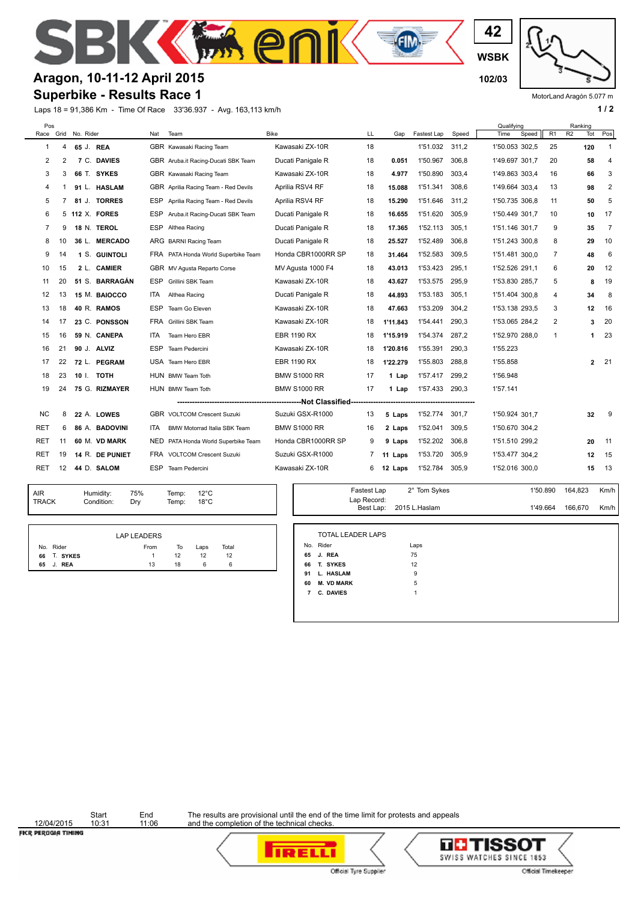# Aragon, 10-11-12 April 2015

## Superbike - Results Race 1

42 WSBK 102/03

MotorLand Aragón 5.077 m

Laps 18 = 91,386 Km - Time Of Race 33'36.937 - Avg. 163,113 km/h

| Pos Race | Grid | No. | Rider | Nat | Team | Bike | LL | Gap | Fastest Lap | Speed | Qualifying Time | Qualifying Speed | R1 | R2 | Ranking Tot | Ranking Pos |
|---|---|---|---|---|---|---|---|---|---|---|---|---|---|---|---|---|
| 1 | 4 | 65 | J. **REA** | GBR | Kawasaki Racing Team | Kawasaki ZX-10R | 18 | | 1'51.032 | 311,2 | 1'50.053 | 302,5 | 25 | | **120** | 1 |
| 2 | 2 | 7 | C. **DAVIES** | GBR | Aruba.it Racing-Ducati SBK Team | Ducati Panigale R | 18 | **0.051** | 1'50.967 | 306,8 | 1'49.697 | 301,7 | 20 | | **58** | 4 |
| 3 | 3 | 66 | T. **SYKES** | GBR | Kawasaki Racing Team | Kawasaki ZX-10R | 18 | **4.977** | 1'50.890 | 303,4 | 1'49.863 | 303,4 | 16 | | **66** | 3 |
| 4 | 1 | 91 | L. **HASLAM** | GBR | Aprilia Racing Team - Red Devils | Aprilia RSV4 RF | 18 | **15.088** | 1'51.341 | 308,6 | 1'49.664 | 303,4 | 13 | | **98** | 2 |
| 5 | 7 | 81 | J. **TORRES** | ESP | Aprilia Racing Team - Red Devils | Aprilia RSV4 RF | 18 | **15.290** | 1'51.646 | 311,2 | 1'50.735 | 306,8 | 11 | | **50** | 5 |
| 6 | 5 | 112 | X. **FORES** | ESP | Aruba.it Racing-Ducati SBK Team | Ducati Panigale R | 18 | **16.655** | 1'51.620 | 305,9 | 1'50.449 | 301,7 | 10 | | **10** | 17 |
| 7 | 9 | 18 | N. **TEROL** | ESP | Althea Racing | Ducati Panigale R | 18 | **17.365** | 1'52.113 | 305,1 | 1'51.146 | 301,7 | 9 | | **35** | 7 |
| 8 | 10 | 36 | L. **MERCADO** | ARG | BARNI Racing Team | Ducati Panigale R | 18 | **25.527** | 1'52.489 | 306,8 | 1'51.243 | 300,8 | 8 | | **29** | 10 |
| 9 | 14 | 1 | S. **GUINTOLI** | FRA | PATA Honda World Superbike Team | Honda CBR1000RR SP | 18 | **31.464** | 1'52.583 | 309,5 | 1'51.481 | 300,0 | 7 | | **48** | 6 |
| 10 | 15 | 2 | L. **CAMIER** | GBR | MV Agusta Reparto Corse | MV Agusta 1000 F4 | 18 | **43.013** | 1'53.423 | 295,1 | 1'52.526 | 291,1 | 6 | | **20** | 12 |
| 11 | 20 | 51 | S. **BARRAGÁN** | ESP | Grillini SBK Team | Kawasaki ZX-10R | 18 | **43.627** | 1'53.575 | 295,9 | 1'53.830 | 285,7 | 5 | | **8** | 19 |
| 12 | 13 | 15 | M. **BAIOCCO** | ITA | Althea Racing | Ducati Panigale R | 18 | **44.893** | 1'53.183 | 305,1 | 1'51.404 | 300,8 | 4 | | **34** | 8 |
| 13 | 18 | 40 | R. **RAMOS** | ESP | Team Go Eleven | Kawasaki ZX-10R | 18 | **47.663** | 1'53.209 | 304,2 | 1'53.138 | 293,5 | 3 | | **12** | 16 |
| 14 | 17 | 23 | C. **PONSSON** | FRA | Grillini SBK Team | Kawasaki ZX-10R | 18 | **1'11.843** | 1'54.441 | 290,3 | 1'53.065 | 284,2 | 2 | | **3** | 20 |
| 15 | 16 | 59 | N. **CANEPA** | ITA | Team Hero EBR | EBR 1190 RX | 18 | **1'15.919** | 1'54.374 | 287,2 | 1'52.970 | 288,0 | 1 | | **1** | 23 |
| 16 | 21 | 90 | J. **ALVIZ** | ESP | Team Pedercini | Kawasaki ZX-10R | 18 | **1'20.816** | 1'55.391 | 290,3 | 1'55.223 | | | | | |
| 17 | 22 | 72 | L. **PEGRAM** | USA | Team Hero EBR | EBR 1190 RX | 18 | **1'22.279** | 1'55.803 | 288,8 | 1'55.858 | | | | **2** | 21 |
| 18 | 23 | 10 | I. **TOTH** | HUN | BMW Team Toth | BMW S1000 RR | 17 | **1 Lap** | 1'57.417 | 299,2 | 1'56.948 | | | | | |
| 19 | 24 | 75 | G. **RIZMAYER** | HUN | BMW Team Toth | BMW S1000 RR | 17 | **1 Lap** | 1'57.433 | 290,3 | 1'57.141 | | | | | |
| **Not Classified** | | | | | | | | | | | | | | | | |
| NC | 8 | 22 | A. **LOWES** | GBR | VOLTCOM Crescent Suzuki | Suzuki GSX-R1000 | 13 | **5 Laps** | 1'52.774 | 301,7 | 1'50.924 | 301,7 | | | **32** | 9 |
| RET | 6 | 86 | A. **BADOVINI** | ITA | BMW Motorrad Italia SBK Team | BMW S1000 RR | 16 | **2 Laps** | 1'52.041 | 309,5 | 1'50.670 | 304,2 | | | | |
| RET | 11 | 60 | M. **VD MARK** | NED | PATA Honda World Superbike Team | Honda CBR1000RR SP | 9 | **9 Laps** | 1'52.202 | 306,8 | 1'51.510 | 299,2 | | | **20** | 11 |
| RET | 19 | 14 | R. **DE PUNIET** | FRA | VOLTCOM Crescent Suzuki | Suzuki GSX-R1000 | 7 | **11 Laps** | 1'53.720 | 305,9 | 1'53.477 | 304,2 | | | **12** | 15 |
| RET | 12 | 44 | D. **SALOM** | ESP | Team Pedercini | Kawasaki ZX-10R | 6 | **12 Laps** | 1'52.784 | 305,9 | 1'52.016 | 300,0 | | | **15** | 13 |

| | | | | |
|---|---|---|---|---|
| AIR | Humidity: | 75% | Temp: | 12°C |
| TRACK | Condition: | Dry | Temp: | 18°C |

| | | | | |
|---|---|---|---|---|
| Fastest Lap | 2° Tom Sykes | 1'50.890 | 164,823 | Km/h |
| Lap Record: Best Lap: | 2015 L.Haslam | 1'49.664 | 166,670 | Km/h |

**LAP LEADERS**

| No. | Rider | From | To | Laps | Total |
|---|---|---|---|---|---|
| 66 | T. **SYKES** | 1 | 12 | 12 | 12 |
| 65 | J. **REA** | 13 | 18 | 6 | 6 |

**TOTAL LEADER LAPS**

| No. | Rider | Laps |
|---|---|---|
| 65 | J. **REA** | 75 |
| 66 | T. **SYKES** | 12 |
| 91 | L. **HASLAM** | 9 |
| 60 | M. **VD MARK** | 5 |
| 7 | C. **DAVIES** | 1 |

| | Start | End |
|---|---|---|
| 12/04/2015 | 10:31 | 11:06 |

The results are provisional until the end of the time limit for protests and appeals and the completion of the technical checks.

Official Tyre Supplier — Official Timekeeper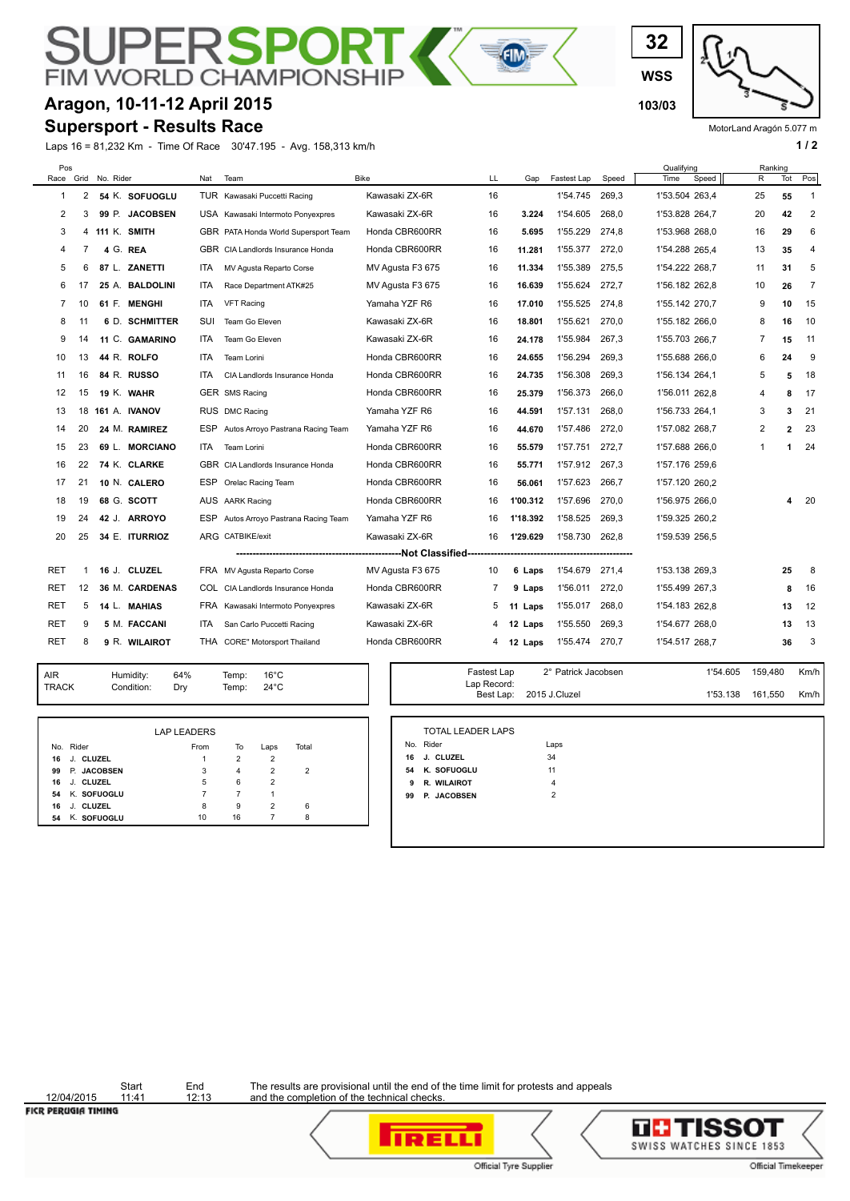# SUPERSPORT FIM WORLD CHAMPIONSHIP

32
WSS
103/03

## Aragon, 10-11-12 April 2015
## Supersport - Results Race

MotorLand Aragón 5.077 m

Laps 16 = 81,232 Km - Time Of Race 30'47.195 - Avg. 158,313 km/h

| Pos Race | Grid | No. | Rider | Nat | Team | Bike | LL | Gap | Fastest Lap | Speed | Qualifying Time | Qualifying Speed | Ranking R | Ranking Tot | Ranking Pos |
|---|---|---|---|---|---|---|---|---|---|---|---|---|---|---|---|
| 1 | 2 | 54 | K. **SOFUOGLU** | TUR | Kawasaki Puccetti Racing | Kawasaki ZX-6R | 16 | | 1'54.745 | 269,3 | 1'53.504 | 263,4 | 25 | **55** | 1 |
| 2 | 3 | 99 | P. **JACOBSEN** | USA | Kawasaki Intermoto Ponyexpres | Kawasaki ZX-6R | 16 | **3.224** | 1'54.605 | 268,0 | 1'53.828 | 264,7 | 20 | **42** | 2 |
| 3 | 4 | 111 | K. **SMITH** | GBR | PATA Honda World Supersport Team | Honda CBR600RR | 16 | **5.695** | 1'55.229 | 274,8 | 1'53.968 | 268,0 | 16 | **29** | 6 |
| 4 | 7 | 4 | G. **REA** | GBR | CIA Landlords Insurance Honda | Honda CBR600RR | 16 | **11.281** | 1'55.377 | 272,0 | 1'54.288 | 265,4 | 13 | **35** | 4 |
| 5 | 6 | 87 | L. **ZANETTI** | ITA | MV Agusta Reparto Corse | MV Agusta F3 675 | 16 | **11.334** | 1'55.389 | 275,5 | 1'54.222 | 268,7 | 11 | **31** | 5 |
| 6 | 17 | 25 | A. **BALDOLINI** | ITA | Race Department ATK#25 | MV Agusta F3 675 | 16 | **16.639** | 1'55.624 | 272,7 | 1'56.182 | 262,8 | 10 | **26** | 7 |
| 7 | 10 | 61 | F. **MENGHI** | ITA | VFT Racing | Yamaha YZF R6 | 16 | **17.010** | 1'55.525 | 274,8 | 1'55.142 | 270,7 | 9 | **10** | 15 |
| 8 | 11 | 6 | D. **SCHMITTER** | SUI | Team Go Eleven | Kawasaki ZX-6R | 16 | **18.801** | 1'55.621 | 270,0 | 1'55.182 | 266,0 | 8 | **16** | 10 |
| 9 | 14 | 11 | C. **GAMARINO** | ITA | Team Go Eleven | Kawasaki ZX-6R | 16 | **24.178** | 1'55.984 | 267,3 | 1'55.703 | 266,7 | 7 | **15** | 11 |
| 10 | 13 | 44 | R. **ROLFO** | ITA | Team Lorini | Honda CBR600RR | 16 | **24.655** | 1'56.294 | 269,3 | 1'55.688 | 266,0 | 6 | **24** | 9 |
| 11 | 16 | 84 | R. **RUSSO** | ITA | CIA Landlords Insurance Honda | Honda CBR600RR | 16 | **24.735** | 1'56.308 | 269,3 | 1'56.134 | 264,1 | 5 | **5** | 18 |
| 12 | 15 | 19 | K. **WAHR** | GER | SMS Racing | Honda CBR600RR | 16 | **25.379** | 1'56.373 | 266,0 | 1'56.011 | 262,8 | 4 | **8** | 17 |
| 13 | 18 | 161 | A. **IVANOV** | RUS | DMC Racing | Yamaha YZF R6 | 16 | **44.591** | 1'57.131 | 268,0 | 1'56.733 | 264,1 | 3 | **3** | 21 |
| 14 | 20 | 24 | M. **RAMIREZ** | ESP | Autos Arroyo Pastrana Racing Team | Yamaha YZF R6 | 16 | **44.670** | 1'57.486 | 272,0 | 1'57.082 | 268,7 | 2 | **2** | 23 |
| 15 | 23 | 69 | L. **MORCIANO** | ITA | Team Lorini | Honda CBR600RR | 16 | **55.579** | 1'57.751 | 272,7 | 1'57.688 | 266,0 | 1 | **1** | 24 |
| 16 | 22 | 74 | K. **CLARKE** | GBR | CIA Landlords Insurance Honda | Honda CBR600RR | 16 | **55.771** | 1'57.912 | 267,3 | 1'57.176 | 259,6 | | | |
| 17 | 21 | 10 | N. **CALERO** | ESP | Orelac Racing Team | Honda CBR600RR | 16 | **56.061** | 1'57.623 | 266,7 | 1'57.120 | 260,2 | | | |
| 18 | 19 | 68 | G. **SCOTT** | AUS | AARK Racing | Honda CBR600RR | 16 | **1'00.312** | 1'57.696 | 270,0 | 1'56.975 | 266,0 | | **4** | 20 |
| 19 | 24 | 42 | J. **ARROYO** | ESP | Autos Arroyo Pastrana Racing Team | Yamaha YZF R6 | 16 | **1'18.392** | 1'58.525 | 269,3 | 1'59.325 | 260,2 | | | |
| 20 | 25 | 34 | E. **ITURRIOZ** | ARG | CATBIKE/exit | Kawasaki ZX-6R | 16 | **1'29.629** | 1'58.730 | 262,8 | 1'59.539 | 256,5 | | | |
| | | | **Not Classified** | | | | | | | | | | | | |
| RET | 1 | 16 | J. **CLUZEL** | FRA | MV Agusta Reparto Corse | MV Agusta F3 675 | 10 | **6 Laps** | 1'54.679 | 271,4 | 1'53.138 | 269,3 | | **25** | 8 |
| RET | 12 | 36 | M. **CARDENAS** | COL | CIA Landlords Insurance Honda | Honda CBR600RR | 7 | **9 Laps** | 1'56.011 | 272,0 | 1'55.499 | 267,3 | | **8** | 16 |
| RET | 5 | 14 | L. **MAHIAS** | FRA | Kawasaki Intermoto Ponyexpres | Kawasaki ZX-6R | 5 | **11 Laps** | 1'55.017 | 268,0 | 1'54.183 | 262,8 | | **13** | 12 |
| RET | 9 | 5 | M. **FACCANI** | ITA | San Carlo Puccetti Racing | Kawasaki ZX-6R | 4 | **12 Laps** | 1'55.550 | 269,3 | 1'54.677 | 268,0 | | **13** | 13 |
| RET | 8 | 9 | R. **WILAIROT** | THA | CORE" Motorsport Thailand | Honda CBR600RR | 4 | **12 Laps** | 1'55.474 | 270,7 | 1'54.517 | 268,7 | | **36** | 3 |

| | | | | |
|---|---|---|---|---|
| AIR | Humidity: | 64% | Temp: | 16°C |
| TRACK | Condition: | Dry | Temp: | 24°C |

| | | | | |
|---|---|---|---|---|
| Fastest Lap | 2° Patrick Jacobsen | 1'54.605 | 159,480 | Km/h |
| Lap Record: Best Lap: | 2015 J.Cluzel | 1'53.138 | 161,550 | Km/h |

**LAP LEADERS**

| No. | Rider | From | To | Laps | Total |
|---|---|---|---|---|---|
| 16 | J. **CLUZEL** | 1 | 2 | 2 | |
| 99 | P. **JACOBSEN** | 3 | 4 | 2 | 2 |
| 16 | J. **CLUZEL** | 5 | 6 | 2 | |
| 54 | K. **SOFUOGLU** | 7 | 7 | 1 | |
| 16 | J. **CLUZEL** | 8 | 9 | 2 | 6 |
| 54 | K. **SOFUOGLU** | 10 | 16 | 7 | 8 |

**TOTAL LEADER LAPS**

| No. | Rider | Laps |
|---|---|---|
| 16 | J. **CLUZEL** | 34 |
| 54 | K. **SOFUOGLU** | 11 |
| 9 | R. **WILAIROT** | 4 |
| 99 | P. **JACOBSEN** | 2 |

| | Start | End |
|---|---|---|
| 12/04/2015 | 11:41 | 12:13 |

The results are provisional until the end of the time limit for protests and appeals and the completion of the technical checks.

FICR PERUGIA TIMING

Official Tyre Supplier — PIRELLI

TISSOT SWISS WATCHES SINCE 1853 — Official Timekeeper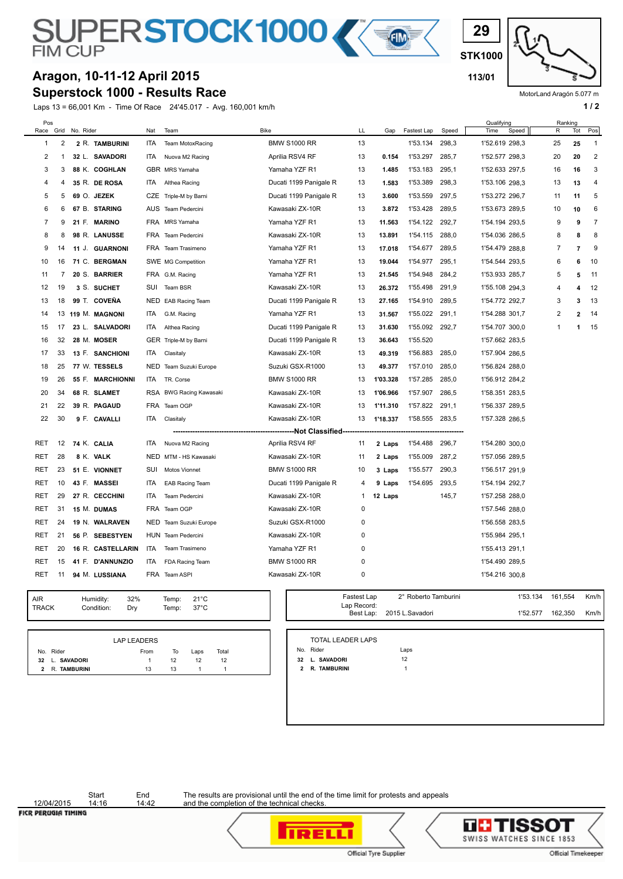# SUPERSTOCK 1000 FIM CUP

**29**
**STK1000**
**113/01**

MotorLand Aragón 5.077 m

## Aragon, 10-11-12 April 2015
## Superstock 1000 - Results Race

Laps 13 = 66,001 Km - Time Of Race 24'45.017 - Avg. 160,001 km/h

| Pos Race | Grid | No. | Rider | Nat | Team | Bike | LL | Gap | Fastest Lap | Speed | Qualifying Time | Qualifying Speed | Ranking R | Ranking Tot | Ranking Pos |
|---|---|---|---|---|---|---|---|---|---|---|---|---|---|---|---|
| 1 | 2 | 2 | R. TAMBURINI | ITA | Team MotoxRacing | BMW S1000 RR | 13 | | 1'53.134 | 298,3 | 1'52.619 | 298,3 | 25 | 25 | 1 |
| 2 | 1 | 32 | L. SAVADORI | ITA | Nuova M2 Racing | Aprilia RSV4 RF | 13 | 0.154 | 1'53.297 | 285,7 | 1'52.577 | 298,3 | 20 | 20 | 2 |
| 3 | 3 | 88 | K. COGHLAN | GBR | MRS Yamaha | Yamaha YZF R1 | 13 | 1.485 | 1'53.183 | 295,1 | 1'52.633 | 297,5 | 16 | 16 | 3 |
| 4 | 4 | 35 | R. DE ROSA | ITA | Althea Racing | Ducati 1199 Panigale R | 13 | 1.583 | 1'53.389 | 298,3 | 1'53.106 | 298,3 | 13 | 13 | 4 |
| 5 | 5 | 69 | O. JEZEK | CZE | Triple-M by Barni | Ducati 1199 Panigale R | 13 | 3.600 | 1'53.559 | 297,5 | 1'53.272 | 296,7 | 11 | 11 | 5 |
| 6 | 6 | 67 | B. STARING | AUS | Team Pedercini | Kawasaki ZX-10R | 13 | 3.872 | 1'53.428 | 289,5 | 1'53.673 | 289,5 | 10 | 10 | 6 |
| 7 | 9 | 21 | F. MARINO | FRA | MRS Yamaha | Yamaha YZF R1 | 13 | 11.563 | 1'54.122 | 292,7 | 1'54.194 | 293,5 | 9 | 9 | 7 |
| 8 | 8 | 98 | R. LANUSSE | FRA | Team Pedercini | Kawasaki ZX-10R | 13 | 13.891 | 1'54.115 | 288,0 | 1'54.036 | 286,5 | 8 | 8 | 8 |
| 9 | 14 | 11 | J. GUARNONI | FRA | Team Trasimeno | Yamaha YZF R1 | 13 | 17.018 | 1'54.677 | 289,5 | 1'54.479 | 288,8 | 7 | 7 | 9 |
| 10 | 16 | 71 | C. BERGMAN | SWE | MG Competition | Yamaha YZF R1 | 13 | 19.044 | 1'54.977 | 295,1 | 1'54.544 | 293,5 | 6 | 6 | 10 |
| 11 | 7 | 20 | S. BARRIER | FRA | G.M. Racing | Yamaha YZF R1 | 13 | 21.545 | 1'54.948 | 284,2 | 1'53.933 | 285,7 | 5 | 5 | 11 |
| 12 | 19 | 3 | S. SUCHET | SUI | Team BSR | Kawasaki ZX-10R | 13 | 26.372 | 1'55.498 | 291,9 | 1'55.108 | 294,3 | 4 | 4 | 12 |
| 13 | 18 | 99 | T. COVEÑA | NED | EAB Racing Team | Ducati 1199 Panigale R | 13 | 27.165 | 1'54.910 | 289,5 | 1'54.772 | 292,7 | 3 | 3 | 13 |
| 14 | 13 | 119 | M. MAGNONI | ITA | G.M. Racing | Yamaha YZF R1 | 13 | 31.567 | 1'55.022 | 291,1 | 1'54.288 | 301,7 | 2 | 2 | 14 |
| 15 | 17 | 23 | L. SALVADORI | ITA | Althea Racing | Ducati 1199 Panigale R | 13 | 31.630 | 1'55.092 | 292,7 | 1'54.707 | 300,0 | 1 | 1 | 15 |
| 16 | 32 | 28 | M. MOSER | GER | Triple-M by Barni | Ducati 1199 Panigale R | 13 | 36.643 | 1'55.520 | | 1'57.662 | 283,5 | | | |
| 17 | 33 | 13 | F. SANCHIONI | ITA | Clasitaly | Kawasaki ZX-10R | 13 | 49.319 | 1'56.883 | 285,0 | 1'57.904 | 286,5 | | | |
| 18 | 25 | 77 | W. TESSELS | NED | Team Suzuki Europe | Suzuki GSX-R1000 | 13 | 49.377 | 1'57.010 | 285,0 | 1'56.824 | 288,0 | | | |
| 19 | 26 | 55 | F. MARCHIONNI | ITA | TR. Corse | BMW S1000 RR | 13 | 1'03.328 | 1'57.285 | 285,0 | 1'56.912 | 284,2 | | | |
| 20 | 34 | 68 | R. SLAMET | RSA | BWG Racing Kawasaki | Kawasaki ZX-10R | 13 | 1'06.966 | 1'57.907 | 286,5 | 1'58.351 | 283,5 | | | |
| 21 | 22 | 39 | R. PAGAUD | FRA | Team OGP | Kawasaki ZX-10R | 13 | 1'11.310 | 1'57.822 | 291,1 | 1'56.337 | 289,5 | | | |
| 22 | 30 | 9 | F. CAVALLI | ITA | Clasitaly | Kawasaki ZX-10R | 13 | 1'18.337 | 1'58.555 | 283,5 | 1'57.328 | 286,5 | | | |
| **Not Classified** | | | | | | | | | | | | | | | |
| RET | 12 | 74 | K. CALIA | ITA | Nuova M2 Racing | Aprilia RSV4 RF | 11 | 2 Laps | 1'54.488 | 296,7 | 1'54.280 | 300,0 | | | |
| RET | 28 | 8 | K. VALK | NED | MTM - HS Kawasaki | Kawasaki ZX-10R | 11 | 2 Laps | 1'55.009 | 287,2 | 1'57.056 | 289,5 | | | |
| RET | 23 | 51 | E. VIONNET | SUI | Motos Vionnet | BMW S1000 RR | 10 | 3 Laps | 1'55.577 | 290,3 | 1'56.517 | 291,9 | | | |
| RET | 10 | 43 | F. MASSEI | ITA | EAB Racing Team | Ducati 1199 Panigale R | 4 | 9 Laps | 1'54.695 | 293,5 | 1'54.194 | 292,7 | | | |
| RET | 29 | 27 | R. CECCHINI | ITA | Team Pedercini | Kawasaki ZX-10R | 1 | 12 Laps | | 145,7 | 1'57.258 | 288,0 | | | |
| RET | 31 | 15 | M. DUMAS | FRA | Team OGP | Kawasaki ZX-10R | 0 | | | | 1'57.546 | 288,0 | | | |
| RET | 24 | 19 | N. WALRAVEN | NED | Team Suzuki Europe | Suzuki GSX-R1000 | 0 | | | | 1'56.558 | 283,5 | | | |
| RET | 21 | 56 | P. SEBESTYEN | HUN | Team Pedercini | Kawasaki ZX-10R | 0 | | | | 1'55.984 | 295,1 | | | |
| RET | 20 | 16 | R. CASTELLARIN | ITA | Team Trasimeno | Yamaha YZF R1 | 0 | | | | 1'55.413 | 291,1 | | | |
| RET | 15 | 41 | F. D'ANNUNZIO | ITA | FDA Racing Team | BMW S1000 RR | 0 | | | | 1'54.490 | 289,5 | | | |
| RET | 11 | 94 | M. LUSSIANA | FRA | Team ASPI | Kawasaki ZX-10R | 0 | | | | 1'54.216 | 300,8 | | | |

| | | | | |
|---|---|---|---|---|
| AIR | Humidity: | 32% | Temp: | 21°C |
| TRACK | Condition: | Dry | Temp: | 37°C |

| | | | | |
|---|---|---|---|---|
| Fastest Lap | 2° Roberto Tamburini | 1'53.134 | 161,554 | Km/h |
| Lap Record: Best Lap: | 2015 L.Savadori | 1'52.577 | 162,350 | Km/h |

**LAP LEADERS**

| No. | Rider | From | To | Laps | Total |
|---|---|---|---|---|---|
| 32 | L. SAVADORI | 1 | 12 | 12 | 12 |
| 2 | R. TAMBURINI | 13 | 13 | 1 | 1 |

**TOTAL LEADER LAPS**

| No. | Rider | Laps |
|---|---|---|
| 32 | L. SAVADORI | 12 |
| 2 | R. TAMBURINI | 1 |

| | Start | End |
|---|---|---|
| 12/04/2015 | 14:16 | 14:42 |

The results are provisional until the end of the time limit for protests and appeals and the completion of the technical checks.

FICR PERUGIA TIMING — Pirelli Official Tyre Supplier — Tissot Swiss Watches since 1853 Official Timekeeper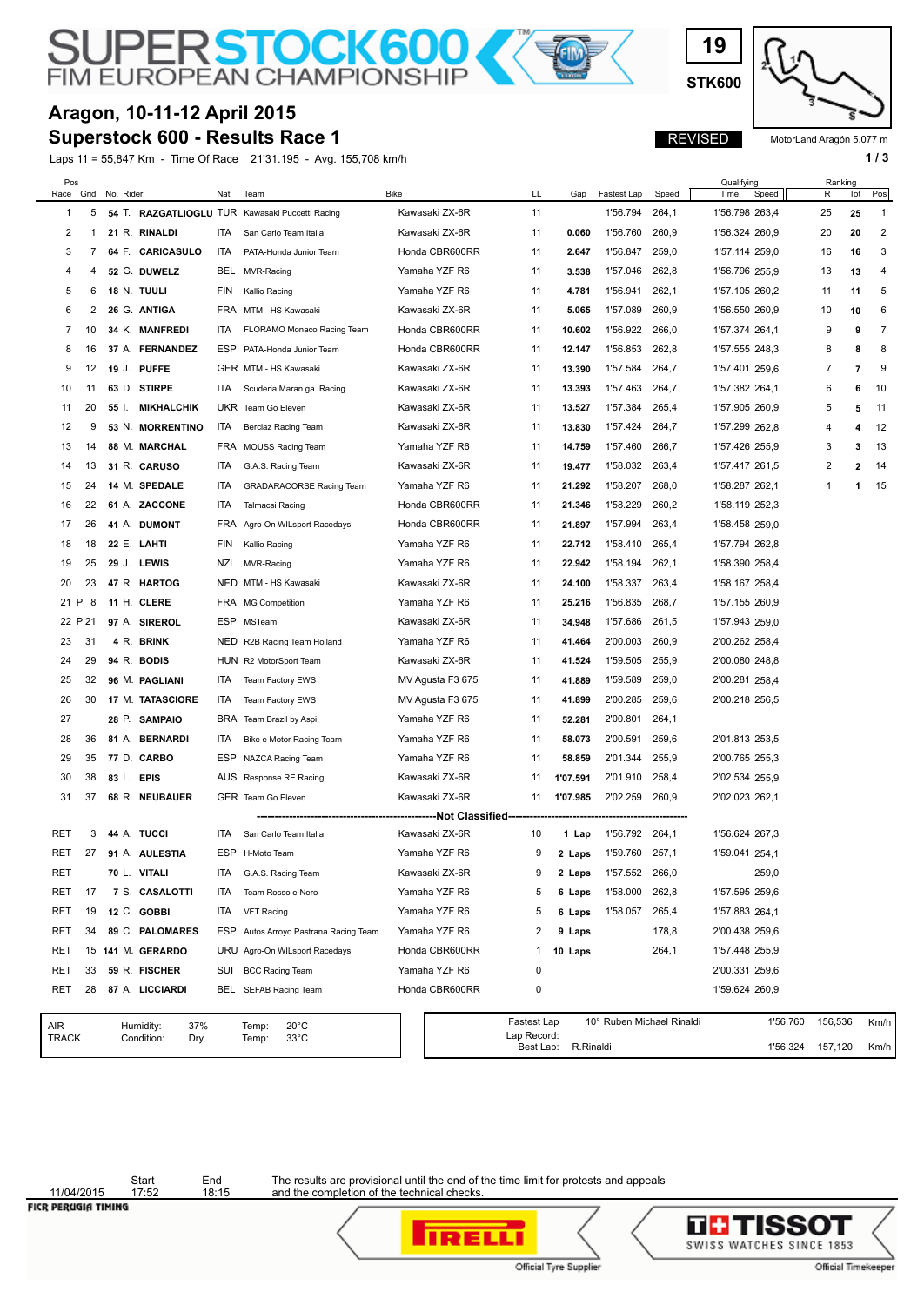# SUPERSTOCK600 FIM EUROPEAN CHAMPIONSHIP

19

STK600

## Aragon, 10-11-12 April 2015

## Superstock 600 - Results Race 1

REVISED

MotorLand Aragón 5.077 m

Laps 11 = 55,847 Km - Time Of Race 21'31.195 - Avg. 155,708 km/h

| Pos Race | Grid | No. | Rider | Nat | Team | Bike | LL | Gap | Fastest Lap | Speed | Qualifying Time | Qualifying Speed | Ranking R | Ranking Tot | Ranking Pos |
|---|---|---|---|---|---|---|---|---|---|---|---|---|---|---|---|
| 1 | 5 | 54 | T. **RAZGATLIOGLU** | TUR | Kawasaki Puccetti Racing | Kawasaki ZX-6R | 11 | | 1'56.794 | 264,1 | 1'56.798 | 263,4 | 25 | 25 | 1 |
| 2 | 1 | 21 | R. **RINALDI** | ITA | San Carlo Team Italia | Kawasaki ZX-6R | 11 | 0.060 | 1'56.760 | 260,9 | 1'56.324 | 260,9 | 20 | 20 | 2 |
| 3 | 7 | 64 | F. **CARICASULO** | ITA | PATA-Honda Junior Team | Honda CBR600RR | 11 | 2.647 | 1'56.847 | 259,0 | 1'57.114 | 259,0 | 16 | 16 | 3 |
| 4 | 4 | 52 | G. **DUWELZ** | BEL | MVR-Racing | Yamaha YZF R6 | 11 | 3.538 | 1'57.046 | 262,8 | 1'56.796 | 255,9 | 13 | 13 | 4 |
| 5 | 6 | 18 | N. **TUULI** | FIN | Kallio Racing | Yamaha YZF R6 | 11 | 4.781 | 1'56.941 | 262,1 | 1'57.105 | 260,2 | 11 | 11 | 5 |
| 6 | 2 | 26 | G. **ANTIGA** | FRA | MTM - HS Kawasaki | Kawasaki ZX-6R | 11 | 5.065 | 1'57.089 | 260,9 | 1'56.550 | 260,9 | 10 | 10 | 6 |
| 7 | 10 | 34 | K. **MANFREDI** | ITA | FLORAMO Monaco Racing Team | Honda CBR600RR | 11 | 10.602 | 1'56.922 | 266,0 | 1'57.374 | 264,1 | 9 | 9 | 7 |
| 8 | 16 | 37 | A. **FERNANDEZ** | ESP | PATA-Honda Junior Team | Honda CBR600RR | 11 | 12.147 | 1'56.853 | 262,8 | 1'57.555 | 248,3 | 8 | 8 | 8 |
| 9 | 12 | 19 | J. **PUFFE** | GER | MTM - HS Kawasaki | Kawasaki ZX-6R | 11 | 13.390 | 1'57.584 | 264,7 | 1'57.401 | 259,6 | 7 | 7 | 9 |
| 10 | 11 | 63 | D. **STIRPE** | ITA | Scuderia Maran.ga. Racing | Kawasaki ZX-6R | 11 | 13.393 | 1'57.463 | 264,7 | 1'57.382 | 264,1 | 6 | 6 | 10 |
| 11 | 20 | 55 | I. **MIKHALCHIK** | UKR | Team Go Eleven | Kawasaki ZX-6R | 11 | 13.527 | 1'57.384 | 265,4 | 1'57.905 | 260,9 | 5 | 5 | 11 |
| 12 | 9 | 53 | N. **MORRENTINO** | ITA | Berclaz Racing Team | Kawasaki ZX-6R | 11 | 13.830 | 1'57.424 | 264,7 | 1'57.299 | 262,8 | 4 | 4 | 12 |
| 13 | 14 | 88 | M. **MARCHAL** | FRA | MOUSS Racing Team | Yamaha YZF R6 | 11 | 14.759 | 1'57.460 | 266,7 | 1'57.426 | 255,9 | 3 | 3 | 13 |
| 14 | 13 | 31 | R. **CARUSO** | ITA | G.A.S. Racing Team | Kawasaki ZX-6R | 11 | 19.477 | 1'58.032 | 263,4 | 1'57.417 | 261,5 | 2 | 2 | 14 |
| 15 | 24 | 14 | M. **SPEDALE** | ITA | GRADARACORSE Racing Team | Yamaha YZF R6 | 11 | 21.292 | 1'58.207 | 268,0 | 1'58.287 | 262,1 | 1 | 1 | 15 |
| 16 | 22 | 61 | A. **ZACCONE** | ITA | Talmacsi Racing | Honda CBR600RR | 11 | 21.346 | 1'58.229 | 260,2 | 1'58.119 | 252,3 | | | |
| 17 | 26 | 41 | A. **DUMONT** | FRA | Agro-On WILsport Racedays | Honda CBR600RR | 11 | 21.897 | 1'57.994 | 263,4 | 1'58.458 | 259,0 | | | |
| 18 | 18 | 22 | E. **LAHTI** | FIN | Kallio Racing | Yamaha YZF R6 | 11 | 22.712 | 1'58.410 | 265,4 | 1'57.794 | 262,8 | | | |
| 19 | 25 | 29 | J. **LEWIS** | NZL | MVR-Racing | Yamaha YZF R6 | 11 | 22.942 | 1'58.194 | 262,1 | 1'58.390 | 258,4 | | | |
| 20 | 23 | 47 | R. **HARTOG** | NED | MTM - HS Kawasaki | Kawasaki ZX-6R | 11 | 24.100 | 1'58.337 | 263,4 | 1'58.167 | 258,4 | | | |
| 21 P | 8 | 11 | H. **CLERE** | FRA | MG Competition | Yamaha YZF R6 | 11 | 25.216 | 1'56.835 | 268,7 | 1'57.155 | 260,9 | | | |
| 22 P | 21 | 97 | A. **SIREROL** | ESP | MSTeam | Kawasaki ZX-6R | 11 | 34.948 | 1'57.686 | 261,5 | 1'57.943 | 259,0 | | | |
| 23 | 31 | 4 | R. **BRINK** | NED | R2B Racing Team Holland | Yamaha YZF R6 | 11 | 41.464 | 2'00.003 | 260,9 | 2'00.262 | 258,4 | | | |
| 24 | 29 | 94 | R. **BODIS** | HUN | R2 MotorSport Team | Kawasaki ZX-6R | 11 | 41.524 | 1'59.505 | 255,9 | 2'00.080 | 248,8 | | | |
| 25 | 32 | 96 | M. **PAGLIANI** | ITA | Team Factory EWS | MV Agusta F3 675 | 11 | 41.889 | 1'59.589 | 259,0 | 2'00.281 | 258,4 | | | |
| 26 | 30 | 17 | M. **TATASCIORE** | ITA | Team Factory EWS | MV Agusta F3 675 | 11 | 41.899 | 2'00.285 | 259,6 | 2'00.218 | 256,5 | | | |
| 27 | | 28 | P. **SAMPAIO** | BRA | Team Brazil by Aspi | Yamaha YZF R6 | 11 | 52.281 | 2'00.801 | 264,1 | | | | | |
| 28 | 36 | 81 | A. **BERNARDI** | ITA | Bike e Motor Racing Team | Yamaha YZF R6 | 11 | 58.073 | 2'00.591 | 259,6 | 2'01.813 | 253,5 | | | |
| 29 | 35 | 77 | D. **CARBO** | ESP | NAZCA Racing Team | Yamaha YZF R6 | 11 | 58.859 | 2'01.344 | 255,9 | 2'00.765 | 255,3 | | | |
| 30 | 38 | 83 | L. **EPIS** | AUS | Response RE Racing | Kawasaki ZX-6R | 11 | 1'07.591 | 2'01.910 | 258,4 | 2'02.534 | 255,9 | | | |
| 31 | 37 | 68 | R. **NEUBAUER** | GER | Team Go Eleven | Kawasaki ZX-6R | 11 | 1'07.985 | 2'02.259 | 260,9 | 2'02.023 | 262,1 | | | |
| | | | | | | **Not Classified** | | | | | | | | | |
| RET | 3 | 44 | A. **TUCCI** | ITA | San Carlo Team Italia | Kawasaki ZX-6R | 10 | 1 Lap | 1'56.792 | 264,1 | 1'56.624 | 267,3 | | | |
| RET | 27 | 91 | A. **AULESTIA** | ESP | H-Moto Team | Yamaha YZF R6 | 9 | 2 Laps | 1'59.760 | 257,1 | 1'59.041 | 254,1 | | | |
| RET | | 70 | L. **VITALI** | ITA | G.A.S. Racing Team | Kawasaki ZX-6R | 9 | 2 Laps | 1'57.552 | 266,0 | | 259,0 | | | |
| RET | 17 | 7 | S. **CASALOTTI** | ITA | Team Rosso e Nero | Yamaha YZF R6 | 5 | 6 Laps | 1'58.000 | 262,8 | 1'57.595 | 259,6 | | | |
| RET | 19 | 12 | C. **GOBBI** | ITA | VFT Racing | Yamaha YZF R6 | 5 | 6 Laps | 1'58.057 | 265,4 | 1'57.883 | 264,1 | | | |
| RET | 34 | 89 | C. **PALOMARES** | ESP | Autos Arroyo Pastrana Racing Team | Yamaha YZF R6 | 2 | 9 Laps | | 178,8 | 2'00.438 | 259,6 | | | |
| RET | 15 | 141 | M. **GERARDO** | URU | Agro-On WILsport Racedays | Honda CBR600RR | 1 | 10 Laps | | 264,1 | 1'57.448 | 255,9 | | | |
| RET | 33 | 59 | R. **FISCHER** | SUI | BCC Racing Team | Yamaha YZF R6 | 0 | | | | 2'00.331 | 259,6 | | | |
| RET | 28 | 87 | A. **LICCIARDI** | BEL | SEFAB Racing Team | Honda CBR600RR | 0 | | | | 1'59.624 | 260,9 | | | |

| | | | | |
|---|---|---|---|---|
| AIR | Humidity: | 37% | Temp: | 20°C |
| TRACK | Condition: | Dry | Temp: | 33°C |

| | | | | |
|---|---|---|---|---|
| Fastest Lap | 10° Ruben Michael Rinaldi | 1'56.760 | 156,536 | Km/h |
| Lap Record: | | | | |
| Best Lap: | R.Rinaldi | 1'56.324 | 157,120 | Km/h |

| | Start | End |
|---|---|---|
| 11/04/2015 | 17:52 | 18:15 |

The results are provisional until the end of the time limit for protests and appeals and the completion of the technical checks.

FICR PERUGIA TIMING

PIRELLI Official Tyre Supplier

TISSOT SWISS WATCHES SINCE 1853 Official Timekeeper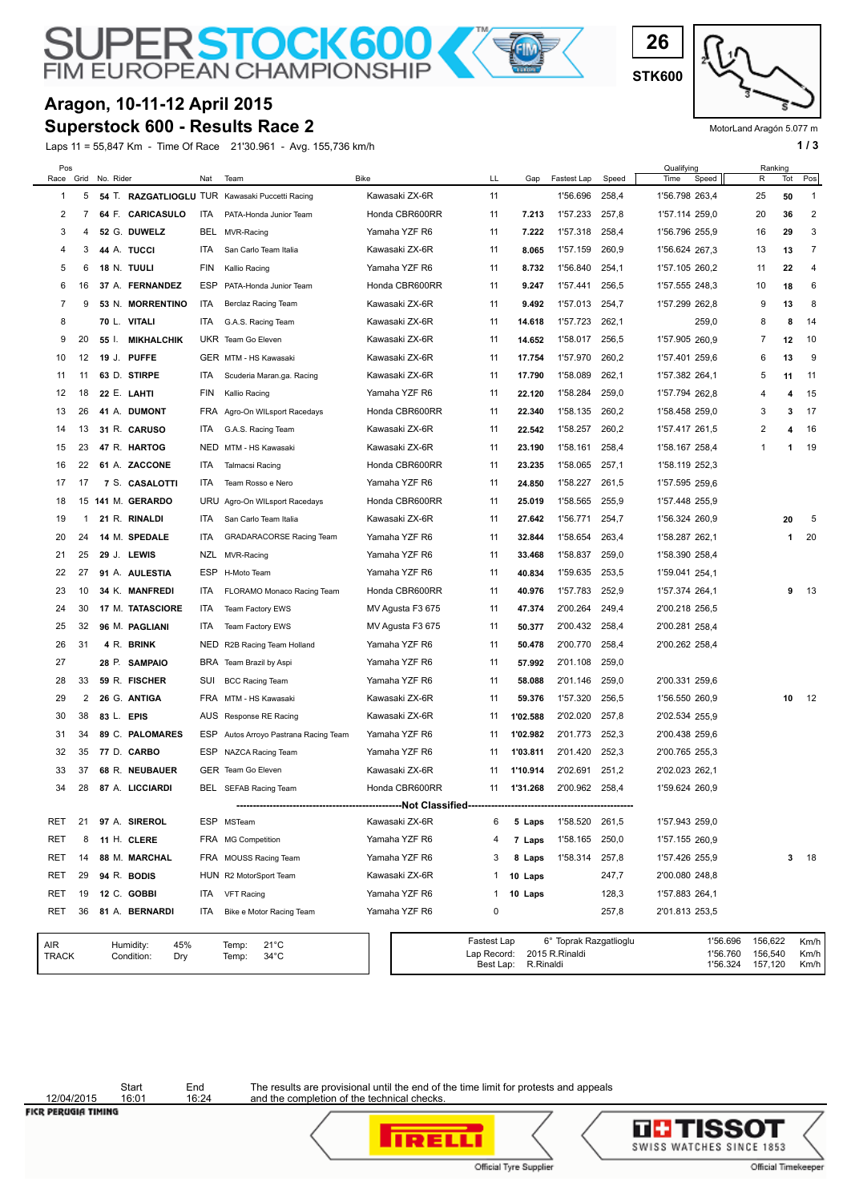# SUPERSTOCK600 FIM EUROPEAN CHAMPIONSHIP

26
STK600

MotorLand Aragón 5.077 m

## Aragon, 10-11-12 April 2015
## Superstock 600 - Results Race 2

Laps 11 = 55,847 Km - Time Of Race 21'30.961 - Avg. 155,736 km/h

| Pos Race | Grid | No. | Rider | Nat | Team | Bike | LL | Gap | Fastest Lap | Speed | Qualifying Time | Qualifying Speed | Ranking R | Ranking Tot | Ranking Pos |
|---|---|---|---|---|---|---|---|---|---|---|---|---|---|---|---|
| 1 | 5 | 54 | T. RAZGATLIOGLU | TUR | Kawasaki Puccetti Racing | Kawasaki ZX-6R | 11 | | 1'56.696 | 258,4 | 1'56.798 | 263,4 | 25 | 50 | 1 |
| 2 | 7 | 64 | F. CARICASULO | ITA | PATA-Honda Junior Team | Honda CBR600RR | 11 | 7.213 | 1'57.233 | 257,8 | 1'57.114 | 259,0 | 20 | 36 | 2 |
| 3 | 4 | 52 | G. DUWELZ | BEL | MVR-Racing | Yamaha YZF R6 | 11 | 7.222 | 1'57.318 | 258,4 | 1'56.796 | 255,9 | 16 | 29 | 3 |
| 4 | 3 | 44 | A. TUCCI | ITA | San Carlo Team Italia | Kawasaki ZX-6R | 11 | 8.065 | 1'57.159 | 260,9 | 1'56.624 | 267,3 | 13 | 13 | 7 |
| 5 | 6 | 18 | N. TUULI | FIN | Kallio Racing | Yamaha YZF R6 | 11 | 8.732 | 1'56.840 | 254,1 | 1'57.105 | 260,2 | 11 | 22 | 4 |
| 6 | 16 | 37 | A. FERNANDEZ | ESP | PATA-Honda Junior Team | Honda CBR600RR | 11 | 9.247 | 1'57.441 | 256,5 | 1'57.555 | 248,3 | 10 | 18 | 6 |
| 7 | 9 | 53 | N. MORRENTINO | ITA | Berclaz Racing Team | Kawasaki ZX-6R | 11 | 9.492 | 1'57.013 | 254,7 | 1'57.299 | 262,8 | 9 | 13 | 8 |
| 8 | | 70 | L. VITALI | ITA | G.A.S. Racing Team | Kawasaki ZX-6R | 11 | 14.618 | 1'57.723 | 262,1 | | 259,0 | 8 | 8 | 14 |
| 9 | 20 | 55 | I. MIKHALCHIK | UKR | Team Go Eleven | Kawasaki ZX-6R | 11 | 14.652 | 1'58.017 | 256,5 | 1'57.905 | 260,9 | 7 | 12 | 10 |
| 10 | 12 | 19 | J. PUFFE | GER | MTM - HS Kawasaki | Kawasaki ZX-6R | 11 | 17.754 | 1'57.970 | 260,2 | 1'57.401 | 259,6 | 6 | 13 | 9 |
| 11 | 11 | 63 | D. STIRPE | ITA | Scuderia Maran.ga. Racing | Kawasaki ZX-6R | 11 | 17.790 | 1'58.089 | 262,1 | 1'57.382 | 264,1 | 5 | 11 | 11 |
| 12 | 18 | 22 | E. LAHTI | FIN | Kallio Racing | Yamaha YZF R6 | 11 | 22.120 | 1'58.284 | 259,0 | 1'57.794 | 262,8 | 4 | 4 | 15 |
| 13 | 26 | 41 | A. DUMONT | FRA | Agro-On WILsport Racedays | Honda CBR600RR | 11 | 22.340 | 1'58.135 | 260,2 | 1'58.458 | 259,0 | 3 | 3 | 17 |
| 14 | 13 | 31 | R. CARUSO | ITA | G.A.S. Racing Team | Kawasaki ZX-6R | 11 | 22.542 | 1'58.257 | 260,2 | 1'57.417 | 261,5 | 2 | 4 | 16 |
| 15 | 23 | 47 | R. HARTOG | NED | MTM - HS Kawasaki | Kawasaki ZX-6R | 11 | 23.190 | 1'58.161 | 258,4 | 1'58.167 | 258,4 | 1 | 1 | 19 |
| 16 | 22 | 61 | A. ZACCONE | ITA | Talmacsi Racing | Honda CBR600RR | 11 | 23.235 | 1'58.065 | 257,1 | 1'58.119 | 252,3 | | | |
| 17 | 17 | 7 | S. CASALOTTI | ITA | Team Rosso e Nero | Yamaha YZF R6 | 11 | 24.850 | 1'58.227 | 261,5 | 1'57.595 | 259,6 | | | |
| 18 | 15 | 141 | M. GERARDO | URU | Agro-On WILsport Racedays | Honda CBR600RR | 11 | 25.019 | 1'58.565 | 255,9 | 1'57.448 | 255,9 | | | |
| 19 | 1 | 21 | R. RINALDI | ITA | San Carlo Team Italia | Kawasaki ZX-6R | 11 | 27.642 | 1'56.771 | 254,7 | 1'56.324 | 260,9 | | 20 | 5 |
| 20 | 24 | 14 | M. SPEDALE | ITA | GRADARACORSE Racing Team | Yamaha YZF R6 | 11 | 32.844 | 1'58.654 | 263,4 | 1'58.287 | 262,1 | | 1 | 20 |
| 21 | 25 | 29 | J. LEWIS | NZL | MVR-Racing | Yamaha YZF R6 | 11 | 33.468 | 1'58.837 | 259,0 | 1'58.390 | 258,4 | | | |
| 22 | 27 | 91 | A. AULESTIA | ESP | H-Moto Team | Yamaha YZF R6 | 11 | 40.834 | 1'59.635 | 253,5 | 1'59.041 | 254,1 | | | |
| 23 | 10 | 34 | K. MANFREDI | ITA | FLORAMO Monaco Racing Team | Honda CBR600RR | 11 | 40.976 | 1'57.783 | 252,9 | 1'57.374 | 264,1 | | 9 | 13 |
| 24 | 30 | 17 | M. TATASCIORE | ITA | Team Factory EWS | MV Agusta F3 675 | 11 | 47.374 | 2'00.264 | 249,4 | 2'00.218 | 256,5 | | | |
| 25 | 32 | 96 | M. PAGLIANI | ITA | Team Factory EWS | MV Agusta F3 675 | 11 | 50.377 | 2'00.432 | 258,4 | 2'00.281 | 258,4 | | | |
| 26 | 31 | 4 | R. BRINK | NED | R2B Racing Team Holland | Yamaha YZF R6 | 11 | 50.478 | 2'00.770 | 258,4 | 2'00.262 | 258,4 | | | |
| 27 | | 28 | P. SAMPAIO | BRA | Team Brazil by Aspi | Yamaha YZF R6 | 11 | 57.992 | 2'01.108 | 259,0 | | | | | |
| 28 | 33 | 59 | R. FISCHER | SUI | BCC Racing Team | Yamaha YZF R6 | 11 | 58.088 | 2'01.146 | 259,0 | 2'00.331 | 259,6 | | | |
| 29 | 2 | 26 | G. ANTIGA | FRA | MTM - HS Kawasaki | Kawasaki ZX-6R | 11 | 59.376 | 1'57.320 | 256,5 | 1'56.550 | 260,9 | | 10 | 12 |
| 30 | 38 | 83 | L. EPIS | AUS | Response RE Racing | Kawasaki ZX-6R | 11 | 1'02.588 | 2'02.020 | 257,8 | 2'02.534 | 255,9 | | | |
| 31 | 34 | 89 | C. PALOMARES | ESP | Autos Arroyo Pastrana Racing Team | Yamaha YZF R6 | 11 | 1'02.982 | 2'01.773 | 252,3 | 2'00.438 | 259,6 | | | |
| 32 | 35 | 77 | D. CARBO | ESP | NAZCA Racing Team | Yamaha YZF R6 | 11 | 1'03.811 | 2'01.420 | 252,3 | 2'00.765 | 255,3 | | | |
| 33 | 37 | 68 | R. NEUBAUER | GER | Team Go Eleven | Kawasaki ZX-6R | 11 | 1'10.914 | 2'02.691 | 251,2 | 2'02.023 | 262,1 | | | |
| 34 | 28 | 87 | A. LICCIARDI | BEL | SEFAB Racing Team | Honda CBR600RR | 11 | 1'31.268 | 2'00.962 | 258,4 | 1'59.624 | 260,9 | | | |
| **Not Classified** | | | | | | | | | | | | | | | |
| RET | 21 | 97 | A. SIREROL | ESP | MSTeam | Kawasaki ZX-6R | 6 | 5 Laps | 1'58.520 | 261,5 | 1'57.943 | 259,0 | | | |
| RET | 8 | 11 | H. CLERE | FRA | MG Competition | Yamaha YZF R6 | 4 | 7 Laps | 1'58.165 | 250,0 | 1'57.155 | 260,9 | | | |
| RET | 14 | 88 | M. MARCHAL | FRA | MOUSS Racing Team | Yamaha YZF R6 | 3 | 8 Laps | 1'58.314 | 257,8 | 1'57.426 | 255,9 | | 3 | 18 |
| RET | 29 | 94 | R. BODIS | HUN | R2 MotorSport Team | Kawasaki ZX-6R | 1 | 10 Laps | | 247,7 | 2'00.080 | 248,8 | | | |
| RET | 19 | 12 | C. GOBBI | ITA | VFT Racing | Yamaha YZF R6 | 1 | 10 Laps | | 128,3 | 1'57.883 | 264,1 | | | |
| RET | 36 | 81 | A. BERNARDI | ITA | Bike e Motor Racing Team | Yamaha YZF R6 | 0 | | | 257,8 | 2'01.813 | 253,5 | | | |

| | | | | |
|---|---|---|---|---|
| AIR | Humidity: | 45% | Temp: | 21°C |
| TRACK | Condition: | Dry | Temp: | 34°C |

| | | | | |
|---|---|---|---|---|
| Fastest Lap | 6° Toprak Razgatlioglu | 1'56.696 | 156,622 | Km/h |
| Lap Record: | 2015 R.Rinaldi | 1'56.760 | 156,540 | Km/h |
| Best Lap: | R.Rinaldi | 1'56.324 | 157,120 | Km/h |

| | Start | End |
|---|---|---|
| 12/04/2015 | 16:01 | 16:24 |

The results are provisional until the end of the time limit for protests and appeals and the completion of the technical checks.

FICR PERUGIA TIMING

PIRELLI Official Tyre Supplier

TISSOT SWISS WATCHES SINCE 1853 Official Timekeeper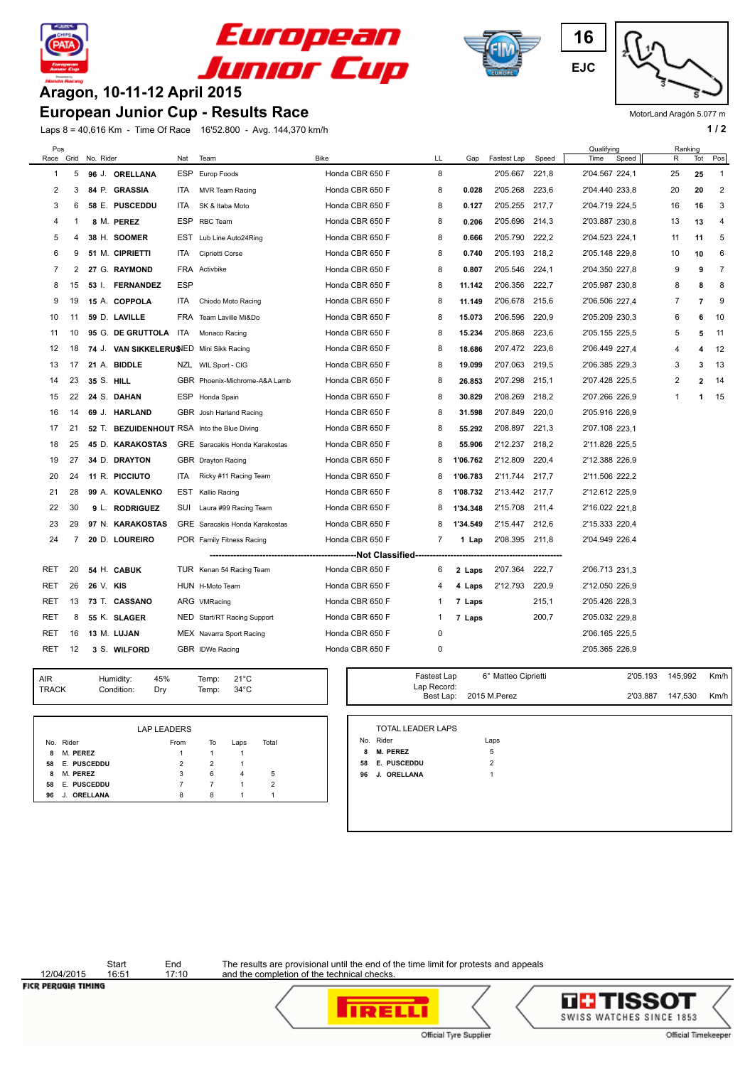# European Junior Cup

16

EJC

MotorLand Aragón 5.077 m

## Aragon, 10-11-12 April 2015

## European Junior Cup - Results Race

Laps 8 = 40,616 Km - Time Of Race 16'52.800 - Avg. 144,370 km/h

| Pos Race | Pos Grid | No. | Rider | Nat | Team | Bike | LL | Gap | Fastest Lap | Speed | Qualifying Time | Qualifying Speed | Ranking R | Ranking Tot | Ranking Pos |
|---|---|---|---|---|---|---|---|---|---|---|---|---|---|---|---|
| 1 | 5 | 96 | J. ORELLANA | ESP | Europ Foods | Honda CBR 650 F | 8 | | 2'05.667 | 221,8 | 2'04.567 | 224,1 | 25 | 25 | 1 |
| 2 | 3 | 84 | P. GRASSIA | ITA | MVR Team Racing | Honda CBR 650 F | 8 | 0.028 | 2'05.268 | 223,6 | 2'04.440 | 233,8 | 20 | 20 | 2 |
| 3 | 6 | 58 | E. PUSCEDDU | ITA | SK & Itaba Moto | Honda CBR 650 F | 8 | 0.127 | 2'05.255 | 217,7 | 2'04.719 | 224,5 | 16 | 16 | 3 |
| 4 | 1 | 8 | M. PEREZ | ESP | RBC Team | Honda CBR 650 F | 8 | 0.206 | 2'05.696 | 214,3 | 2'03.887 | 230,8 | 13 | 13 | 4 |
| 5 | 4 | 38 | H. SOOMER | EST | Lub Line Auto24Ring | Honda CBR 650 F | 8 | 0.666 | 2'05.790 | 222,2 | 2'04.523 | 224,1 | 11 | 11 | 5 |
| 6 | 9 | 51 | M. CIPRIETTI | ITA | Ciprietti Corse | Honda CBR 650 F | 8 | 0.740 | 2'05.193 | 218,2 | 2'05.148 | 229,8 | 10 | 10 | 6 |
| 7 | 2 | 27 | G. RAYMOND | FRA | Activbike | Honda CBR 650 F | 8 | 0.807 | 2'05.546 | 224,1 | 2'04.350 | 227,8 | 9 | 9 | 7 |
| 8 | 15 | 53 | I. FERNANDEZ | ESP | | Honda CBR 650 F | 8 | 11.142 | 2'06.356 | 222,7 | 2'05.987 | 230,8 | 8 | 8 | 8 |
| 9 | 19 | 15 | A. COPPOLA | ITA | Chiodo Moto Racing | Honda CBR 650 F | 8 | 11.149 | 2'06.678 | 215,6 | 2'06.506 | 227,4 | 7 | 7 | 9 |
| 10 | 11 | 59 | D. LAVILLE | FRA | Team Laville Mi&Do | Honda CBR 650 F | 8 | 15.073 | 2'06.596 | 220,9 | 2'05.209 | 230,3 | 6 | 6 | 10 |
| 11 | 10 | 95 | G. DE GRUTTOLA | ITA | Monaco Racing | Honda CBR 650 F | 8 | 15.234 | 2'05.868 | 223,6 | 2'05.155 | 225,5 | 5 | 5 | 11 |
| 12 | 18 | 74 | J. VAN SIKKELERUS | NED | Mini Sikk Racing | Honda CBR 650 F | 8 | 18.686 | 2'07.472 | 223,6 | 2'06.449 | 227,4 | 4 | 4 | 12 |
| 13 | 17 | 21 | A. BIDDLE | NZL | WIL Sport - CIG | Honda CBR 650 F | 8 | 19.099 | 2'07.063 | 219,5 | 2'06.385 | 229,3 | 3 | 3 | 13 |
| 14 | 23 | 35 | S. HILL | GBR | Phoenix-Michrome-A&A Lamb | Honda CBR 650 F | 8 | 26.853 | 2'07.298 | 215,1 | 2'07.428 | 225,5 | 2 | 2 | 14 |
| 15 | 22 | 24 | S. DAHAN | ESP | Honda Spain | Honda CBR 650 F | 8 | 30.829 | 2'08.269 | 218,2 | 2'07.266 | 226,9 | 1 | 1 | 15 |
| 16 | 14 | 69 | J. HARLAND | GBR | Josh Harland Racing | Honda CBR 650 F | 8 | 31.598 | 2'07.849 | 220,0 | 2'05.916 | 226,9 | | | |
| 17 | 21 | 52 | T. BEZUIDENHOUT | RSA | Into the Blue Diving | Honda CBR 650 F | 8 | 55.292 | 2'08.897 | 221,3 | 2'07.108 | 223,1 | | | |
| 18 | 25 | 45 | D. KARAKOSTAS | GRE | Saracakis Honda Karakostas | Honda CBR 650 F | 8 | 55.906 | 2'12.237 | 218,2 | 2'11.828 | 225,5 | | | |
| 19 | 27 | 34 | D. DRAYTON | GBR | Drayton Racing | Honda CBR 650 F | 8 | 1'06.762 | 2'12.809 | 220,4 | 2'12.388 | 226,9 | | | |
| 20 | 24 | 11 | R. PICCIUTO | ITA | Ricky #11 Racing Team | Honda CBR 650 F | 8 | 1'06.783 | 2'11.744 | 217,7 | 2'11.506 | 222,2 | | | |
| 21 | 28 | 99 | A. KOVALENKO | EST | Kallio Racing | Honda CBR 650 F | 8 | 1'08.732 | 2'13.442 | 217,7 | 2'12.612 | 225,9 | | | |
| 22 | 30 | 9 | L. RODRIGUEZ | SUI | Laura #99 Racing Team | Honda CBR 650 F | 8 | 1'34.348 | 2'15.708 | 211,4 | 2'16.022 | 221,8 | | | |
| 23 | 29 | 97 | N. KARAKOSTAS | GRE | Saracakis Honda Karakostas | Honda CBR 650 F | 8 | 1'34.549 | 2'15.447 | 212,6 | 2'15.333 | 220,4 | | | |
| 24 | 7 | 20 | D. LOUREIRO | POR | Family Fitness Racing | Honda CBR 650 F | 7 | 1 Lap | 2'08.395 | 211,8 | 2'04.949 | 226,4 | | | |
| | | | **Not Classified** | | | | | | | | | | | | |
| RET | 20 | 54 | H. CABUK | TUR | Kenan 54 Racing Team | Honda CBR 650 F | 6 | 2 Laps | 2'07.364 | 222,7 | 2'06.713 | 231,3 | | | |
| RET | 26 | 26 | V. KIS | HUN | H-Moto Team | Honda CBR 650 F | 4 | 4 Laps | 2'12.793 | 220,9 | 2'12.050 | 226,9 | | | |
| RET | 13 | 73 | T. CASSANO | ARG | VMRacing | Honda CBR 650 F | 1 | 7 Laps | | 215,1 | 2'05.426 | 228,3 | | | |
| RET | 8 | 55 | K. SLAGER | NED | Start/RT Racing Support | Honda CBR 650 F | 1 | 7 Laps | | 200,7 | 2'05.032 | 229,8 | | | |
| RET | 16 | 13 | M. LUJAN | MEX | Navarra Sport Racing | Honda CBR 650 F | 0 | | | | 2'06.165 | 225,5 | | | |
| RET | 12 | 3 | S. WILFORD | GBR | IDWe Racing | Honda CBR 650 F | 0 | | | | 2'05.365 | 226,9 | | | |

AIR Humidity: 45% Temp: 21°C
TRACK Condition: Dry Temp: 34°C

| | | | | |
|---|---|---|---|---|
| Fastest Lap | 6° Matteo Ciprietti | 2'05.193 | 145,992 | Km/h |
| Lap Record: Best Lap: | 2015 M.Perez | 2'03.887 | 147,530 | Km/h |

LAP LEADERS

| No. | Rider | From | To | Laps | Total |
|---|---|---|---|---|---|
| 8 | M. PEREZ | 1 | 1 | 1 | |
| 58 | E. PUSCEDDU | 2 | 2 | 1 | |
| 8 | M. PEREZ | 3 | 6 | 4 | 5 |
| 58 | E. PUSCEDDU | 7 | 7 | 1 | 2 |
| 96 | J. ORELLANA | 8 | 8 | 1 | 1 |

TOTAL LEADER LAPS

| No. | Rider | Laps |
|---|---|---|
| 8 | M. PEREZ | 5 |
| 58 | E. PUSCEDDU | 2 |
| 96 | J. ORELLANA | 1 |

12/04/2015 Start 16:51 End 17:10

The results are provisional until the end of the time limit for protests and appeals and the completion of the technical checks.

Official Tyre Supplier — Official Timekeeper